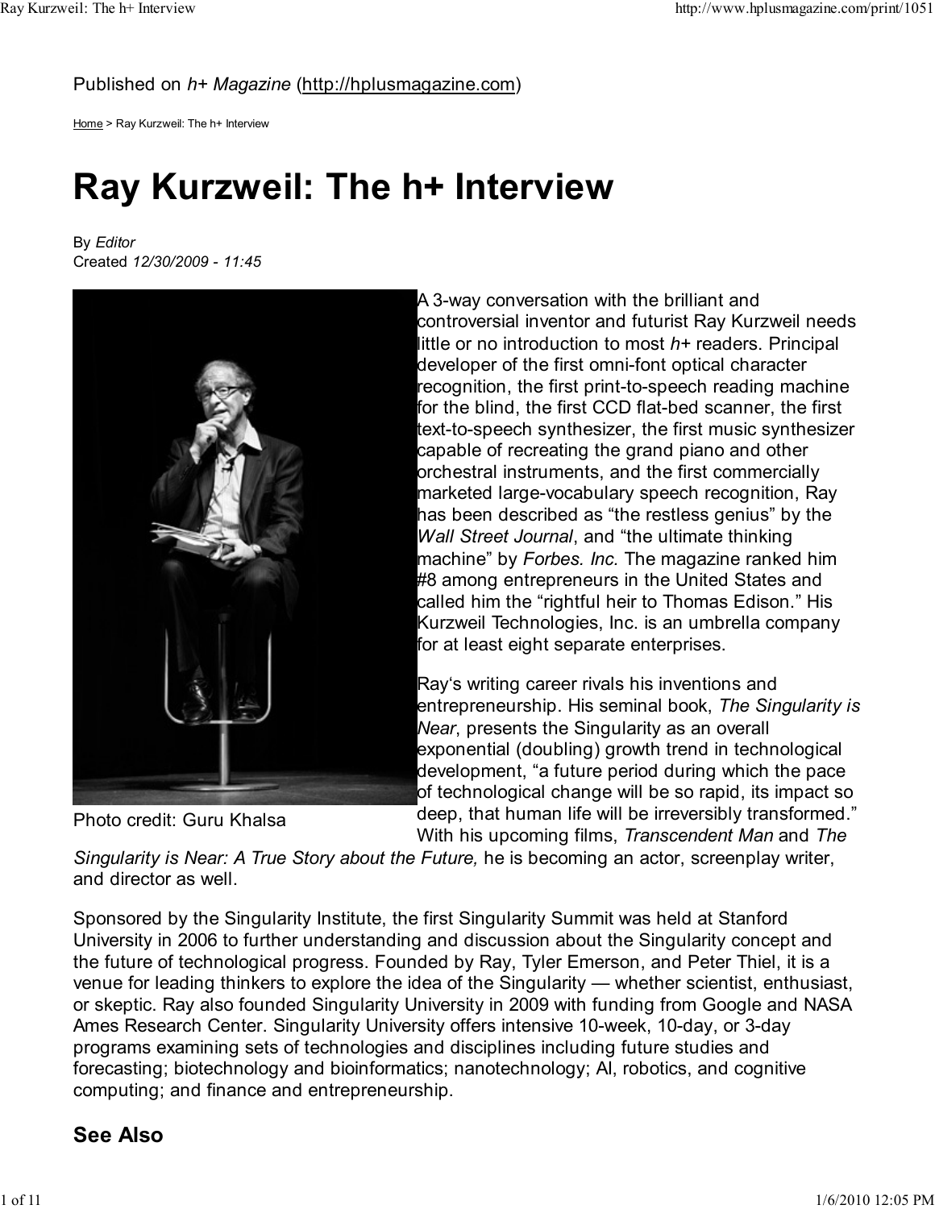Published on *h+ Magazine* (http://hplusmagazine.com)

Home > Ray Kurzweil: The h+ Interview

# Ray Kurzweil: The h+ Interview

By *Editor*
Created *12/30/2009 - 11:45*

Photo credit: Guru Khalsa

A 3-way conversation with the brilliant and controversial inventor and futurist Ray Kurzweil needs little or no introduction to most *h+* readers. Principal developer of the first omni-font optical character recognition, the first print-to-speech reading machine for the blind, the first CCD flat-bed scanner, the first text-to-speech synthesizer, the first music synthesizer capable of recreating the grand piano and other orchestral instruments, and the first commercially marketed large-vocabulary speech recognition, Ray has been described as "the restless genius" by the *Wall Street Journal*, and "the ultimate thinking machine" by *Forbes. Inc.* The magazine ranked him #8 among entrepreneurs in the United States and called him the "rightful heir to Thomas Edison." His Kurzweil Technologies, Inc. is an umbrella company for at least eight separate enterprises.

Ray's writing career rivals his inventions and entrepreneurship. His seminal book, *The Singularity is Near*, presents the Singularity as an overall exponential (doubling) growth trend in technological development, "a future period during which the pace of technological change will be so rapid, its impact so deep, that human life will be irreversibly transformed." With his upcoming films, *Transcendent Man* and *The Singularity is Near: A True Story about the Future,* he is becoming an actor, screenplay writer, and director as well.

Sponsored by the Singularity Institute, the first Singularity Summit was held at Stanford University in 2006 to further understanding and discussion about the Singularity concept and the future of technological progress. Founded by Ray, Tyler Emerson, and Peter Thiel, it is a venue for leading thinkers to explore the idea of the Singularity — whether scientist, enthusiast, or skeptic. Ray also founded Singularity University in 2009 with funding from Google and NASA Ames Research Center. Singularity University offers intensive 10-week, 10-day, or 3-day programs examining sets of technologies and disciplines including future studies and forecasting; biotechnology and bioinformatics; nanotechnology; AI, robotics, and cognitive computing; and finance and entrepreneurship.

## See Also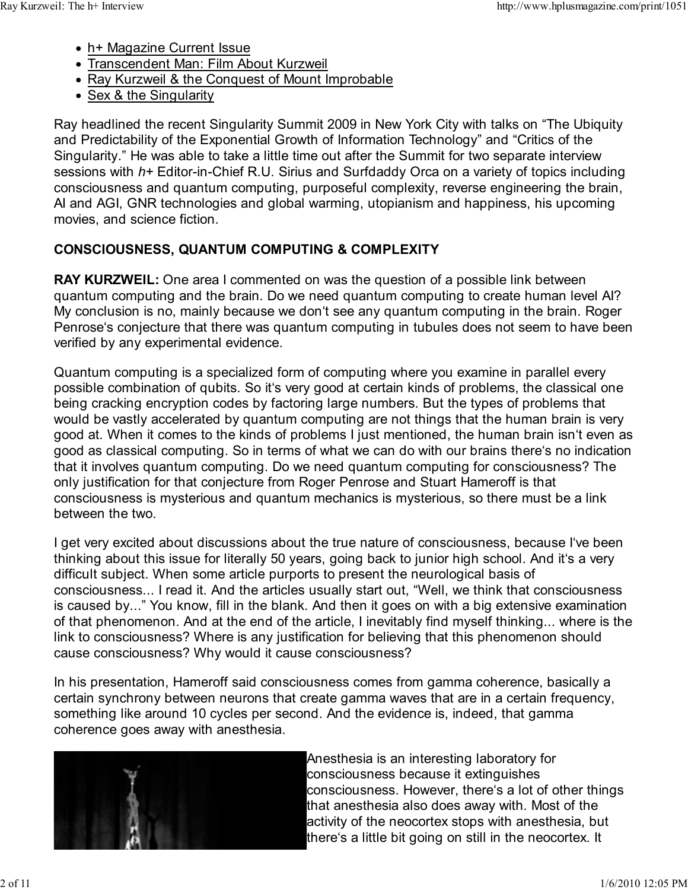- h+ Magazine Current Issue
- Transcendent Man: Film About Kurzweil
- Ray Kurzweil & the Conquest of Mount Improbable
- Sex & the Singularity

Ray headlined the recent Singularity Summit 2009 in New York City with talks on "The Ubiquity and Predictability of the Exponential Growth of Information Technology" and "Critics of the Singularity." He was able to take a little time out after the Summit for two separate interview sessions with *h*+ Editor-in-Chief R.U. Sirius and Surfdaddy Orca on a variety of topics including consciousness and quantum computing, purposeful complexity, reverse engineering the brain, AI and AGI, GNR technologies and global warming, utopianism and happiness, his upcoming movies, and science fiction.

**CONSCIOUSNESS, QUANTUM COMPUTING & COMPLEXITY**

**RAY KURZWEIL:** One area I commented on was the question of a possible link between quantum computing and the brain. Do we need quantum computing to create human level AI? My conclusion is no, mainly because we don't see any quantum computing in the brain. Roger Penrose's conjecture that there was quantum computing in tubules does not seem to have been verified by any experimental evidence.

Quantum computing is a specialized form of computing where you examine in parallel every possible combination of qubits. So it's very good at certain kinds of problems, the classical one being cracking encryption codes by factoring large numbers. But the types of problems that would be vastly accelerated by quantum computing are not things that the human brain is very good at. When it comes to the kinds of problems I just mentioned, the human brain isn't even as good as classical computing. So in terms of what we can do with our brains there's no indication that it involves quantum computing. Do we need quantum computing for consciousness? The only justification for that conjecture from Roger Penrose and Stuart Hameroff is that consciousness is mysterious and quantum mechanics is mysterious, so there must be a link between the two.

I get very excited about discussions about the true nature of consciousness, because I've been thinking about this issue for literally 50 years, going back to junior high school. And it's a very difficult subject. When some article purports to present the neurological basis of consciousness... I read it. And the articles usually start out, "Well, we think that consciousness is caused by..." You know, fill in the blank. And then it goes on with a big extensive examination of that phenomenon. And at the end of the article, I inevitably find myself thinking... where is the link to consciousness? Where is any justification for believing that this phenomenon should cause consciousness? Why would it cause consciousness?

In his presentation, Hameroff said consciousness comes from gamma coherence, basically a certain synchrony between neurons that create gamma waves that are in a certain frequency, something like around 10 cycles per second. And the evidence is, indeed, that gamma coherence goes away with anesthesia.

Anesthesia is an interesting laboratory for consciousness because it extinguishes consciousness. However, there's a lot of other things that anesthesia also does away with. Most of the activity of the neocortex stops with anesthesia, but there's a little bit going on still in the neocortex. It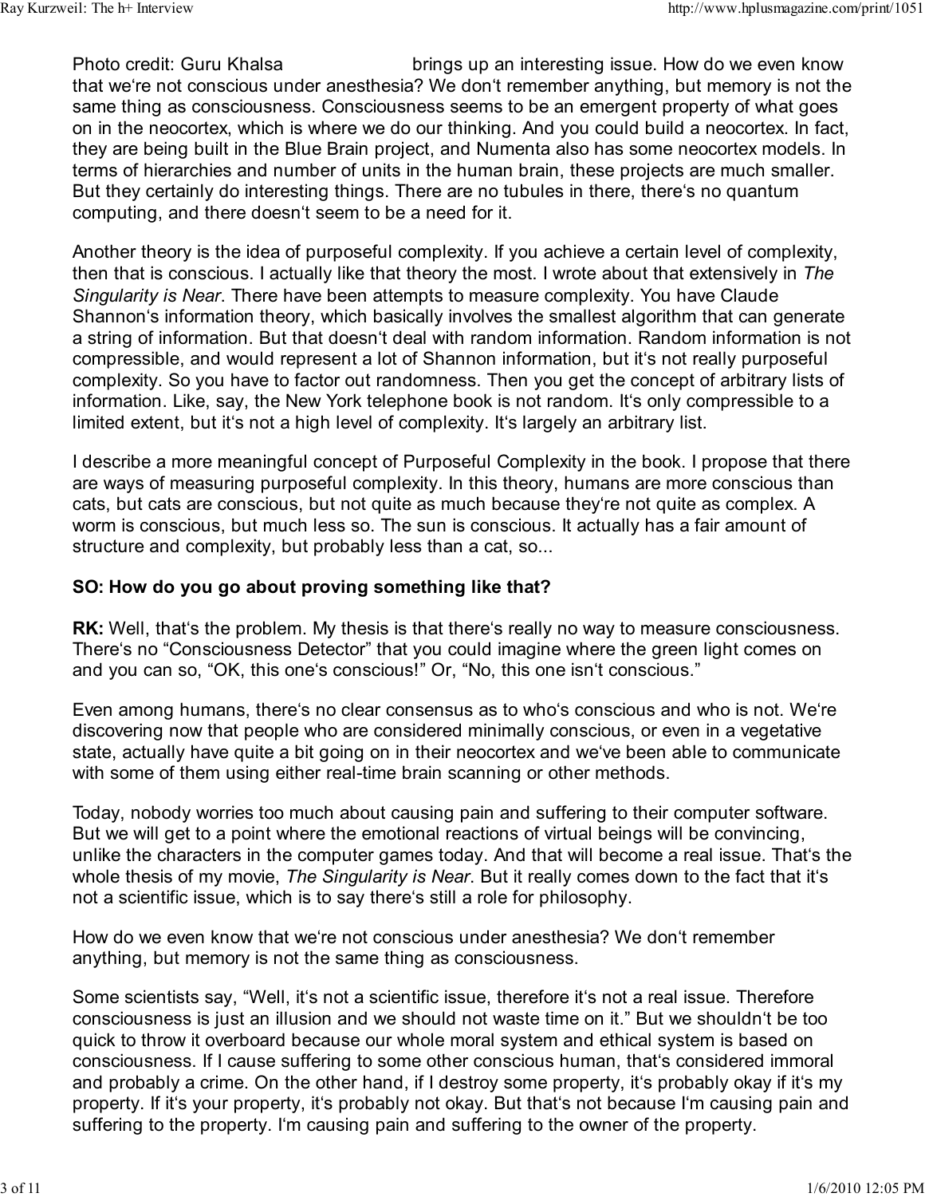Photo credit: Guru Khalsa brings up an interesting issue. How do we even know that we‘re not conscious under anesthesia? We don‘t remember anything, but memory is not the same thing as consciousness. Consciousness seems to be an emergent property of what goes on in the neocortex, which is where we do our thinking. And you could build a neocortex. In fact, they are being built in the Blue Brain project, and Numenta also has some neocortex models. In terms of hierarchies and number of units in the human brain, these projects are much smaller. But they certainly do interesting things. There are no tubules in there, there‘s no quantum computing, and there doesn‘t seem to be a need for it.

Another theory is the idea of purposeful complexity. If you achieve a certain level of complexity, then that is conscious. I actually like that theory the most. I wrote about that extensively in *The Singularity is Near*. There have been attempts to measure complexity. You have Claude Shannon‘s information theory, which basically involves the smallest algorithm that can generate a string of information. But that doesn‘t deal with random information. Random information is not compressible, and would represent a lot of Shannon information, but it‘s not really purposeful complexity. So you have to factor out randomness. Then you get the concept of arbitrary lists of information. Like, say, the New York telephone book is not random. It‘s only compressible to a limited extent, but it‘s not a high level of complexity. It‘s largely an arbitrary list.

I describe a more meaningful concept of Purposeful Complexity in the book. I propose that there are ways of measuring purposeful complexity. In this theory, humans are more conscious than cats, but cats are conscious, but not quite as much because they‘re not quite as complex. A worm is conscious, but much less so. The sun is conscious. It actually has a fair amount of structure and complexity, but probably less than a cat, so...

**SO: How do you go about proving something like that?**

**RK:** Well, that‘s the problem. My thesis is that there‘s really no way to measure consciousness. There‘s no “Consciousness Detector” that you could imagine where the green light comes on and you can so, “OK, this one‘s conscious!” Or, “No, this one isn‘t conscious.”

Even among humans, there‘s no clear consensus as to who‘s conscious and who is not. We‘re discovering now that people who are considered minimally conscious, or even in a vegetative state, actually have quite a bit going on in their neocortex and we‘ve been able to communicate with some of them using either real-time brain scanning or other methods.

Today, nobody worries too much about causing pain and suffering to their computer software. But we will get to a point where the emotional reactions of virtual beings will be convincing, unlike the characters in the computer games today. And that will become a real issue. That‘s the whole thesis of my movie, *The Singularity is Near*. But it really comes down to the fact that it‘s not a scientific issue, which is to say there‘s still a role for philosophy.

How do we even know that we‘re not conscious under anesthesia? We don‘t remember anything, but memory is not the same thing as consciousness.

Some scientists say, “Well, it‘s not a scientific issue, therefore it‘s not a real issue. Therefore consciousness is just an illusion and we should not waste time on it.” But we shouldn‘t be too quick to throw it overboard because our whole moral system and ethical system is based on consciousness. If I cause suffering to some other conscious human, that‘s considered immoral and probably a crime. On the other hand, if I destroy some property, it‘s probably okay if it‘s my property. If it‘s your property, it‘s probably not okay. But that‘s not because I‘m causing pain and suffering to the property. I‘m causing pain and suffering to the owner of the property.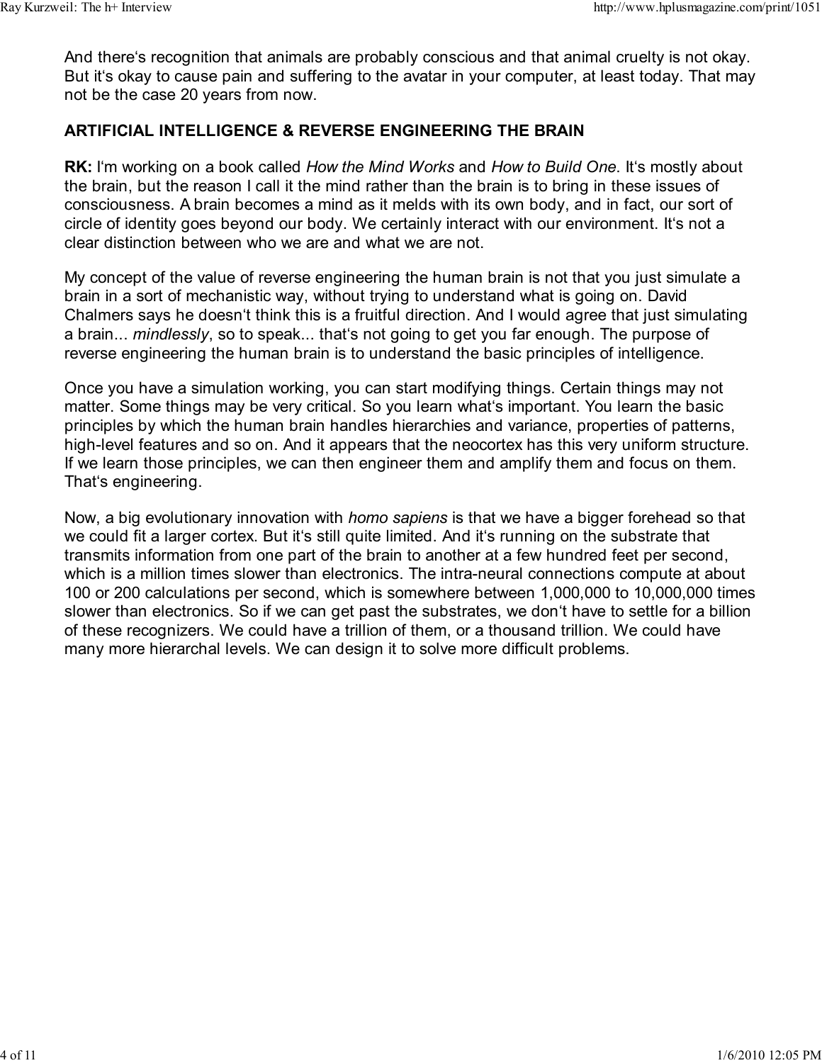And there‘s recognition that animals are probably conscious and that animal cruelty is not okay. But it‘s okay to cause pain and suffering to the avatar in your computer, at least today. That may not be the case 20 years from now.

## ARTIFICIAL INTELLIGENCE & REVERSE ENGINEERING THE BRAIN

**RK:** I‘m working on a book called *How the Mind Works* and *How to Build One*. It‘s mostly about the brain, but the reason I call it the mind rather than the brain is to bring in these issues of consciousness. A brain becomes a mind as it melds with its own body, and in fact, our sort of circle of identity goes beyond our body. We certainly interact with our environment. It‘s not a clear distinction between who we are and what we are not.

My concept of the value of reverse engineering the human brain is not that you just simulate a brain in a sort of mechanistic way, without trying to understand what is going on. David Chalmers says he doesn‘t think this is a fruitful direction. And I would agree that just simulating a brain... *mindlessly*, so to speak... that‘s not going to get you far enough. The purpose of reverse engineering the human brain is to understand the basic principles of intelligence.

Once you have a simulation working, you can start modifying things. Certain things may not matter. Some things may be very critical. So you learn what‘s important. You learn the basic principles by which the human brain handles hierarchies and variance, properties of patterns, high-level features and so on. And it appears that the neocortex has this very uniform structure. If we learn those principles, we can then engineer them and amplify them and focus on them. That‘s engineering.

Now, a big evolutionary innovation with *homo sapiens* is that we have a bigger forehead so that we could fit a larger cortex. But it‘s still quite limited. And it‘s running on the substrate that transmits information from one part of the brain to another at a few hundred feet per second, which is a million times slower than electronics. The intra-neural connections compute at about 100 or 200 calculations per second, which is somewhere between 1,000,000 to 10,000,000 times slower than electronics. So if we can get past the substrates, we don‘t have to settle for a billion of these recognizers. We could have a trillion of them, or a thousand trillion. We could have many more hierarchal levels. We can design it to solve more difficult problems.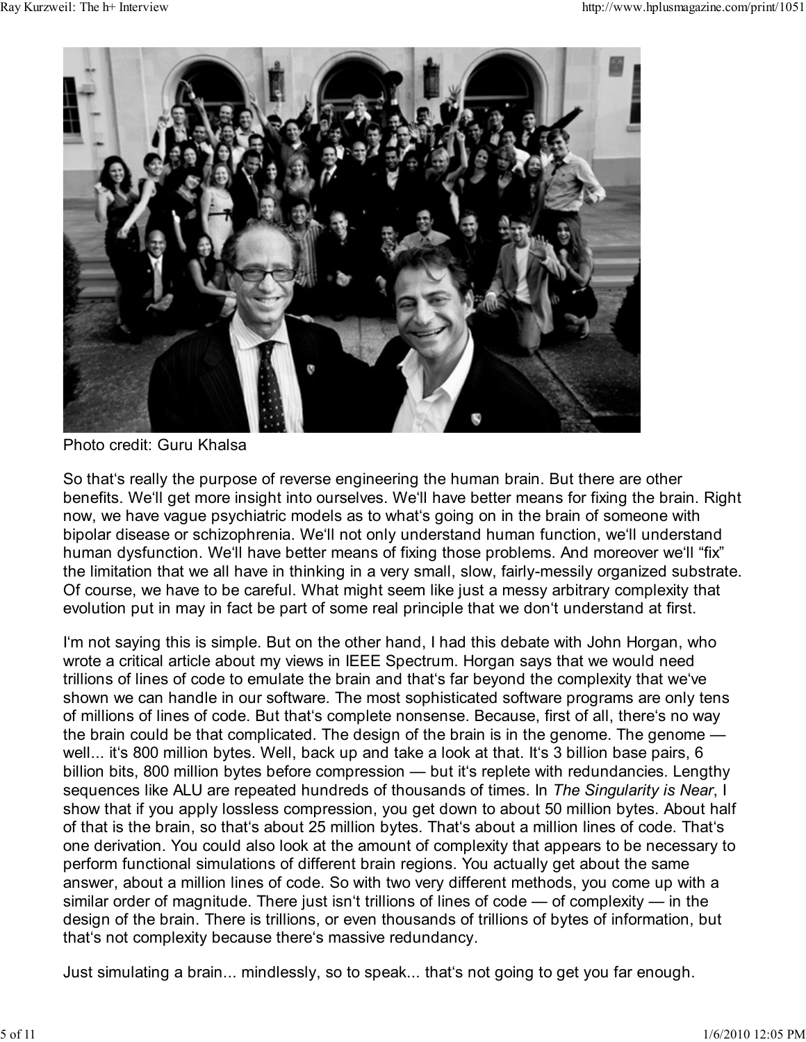Photo credit: Guru Khalsa

So that's really the purpose of reverse engineering the human brain. But there are other benefits. We'll get more insight into ourselves. We'll have better means for fixing the brain. Right now, we have vague psychiatric models as to what's going on in the brain of someone with bipolar disease or schizophrenia. We'll not only understand human function, we'll understand human dysfunction. We'll have better means of fixing those problems. And moreover we'll "fix" the limitation that we all have in thinking in a very small, slow, fairly-messily organized substrate. Of course, we have to be careful. What might seem like just a messy arbitrary complexity that evolution put in may in fact be part of some real principle that we don't understand at first.

I'm not saying this is simple. But on the other hand, I had this debate with John Horgan, who wrote a critical article about my views in IEEE Spectrum. Horgan says that we would need trillions of lines of code to emulate the brain and that's far beyond the complexity that we've shown we can handle in our software. The most sophisticated software programs are only tens of millions of lines of code. But that's complete nonsense. Because, first of all, there's no way the brain could be that complicated. The design of the brain is in the genome. The genome — well... it's 800 million bytes. Well, back up and take a look at that. It's 3 billion base pairs, 6 billion bits, 800 million bytes before compression — but it's replete with redundancies. Lengthy sequences like ALU are repeated hundreds of thousands of times. In *The Singularity is Near*, I show that if you apply lossless compression, you get down to about 50 million bytes. About half of that is the brain, so that's about 25 million bytes. That's about a million lines of code. That's one derivation. You could also look at the amount of complexity that appears to be necessary to perform functional simulations of different brain regions. You actually get about the same answer, about a million lines of code. So with two very different methods, you come up with a similar order of magnitude. There just isn't trillions of lines of code — of complexity — in the design of the brain. There is trillions, or even thousands of trillions of bytes of information, but that's not complexity because there's massive redundancy.

Just simulating a brain... mindlessly, so to speak... that's not going to get you far enough.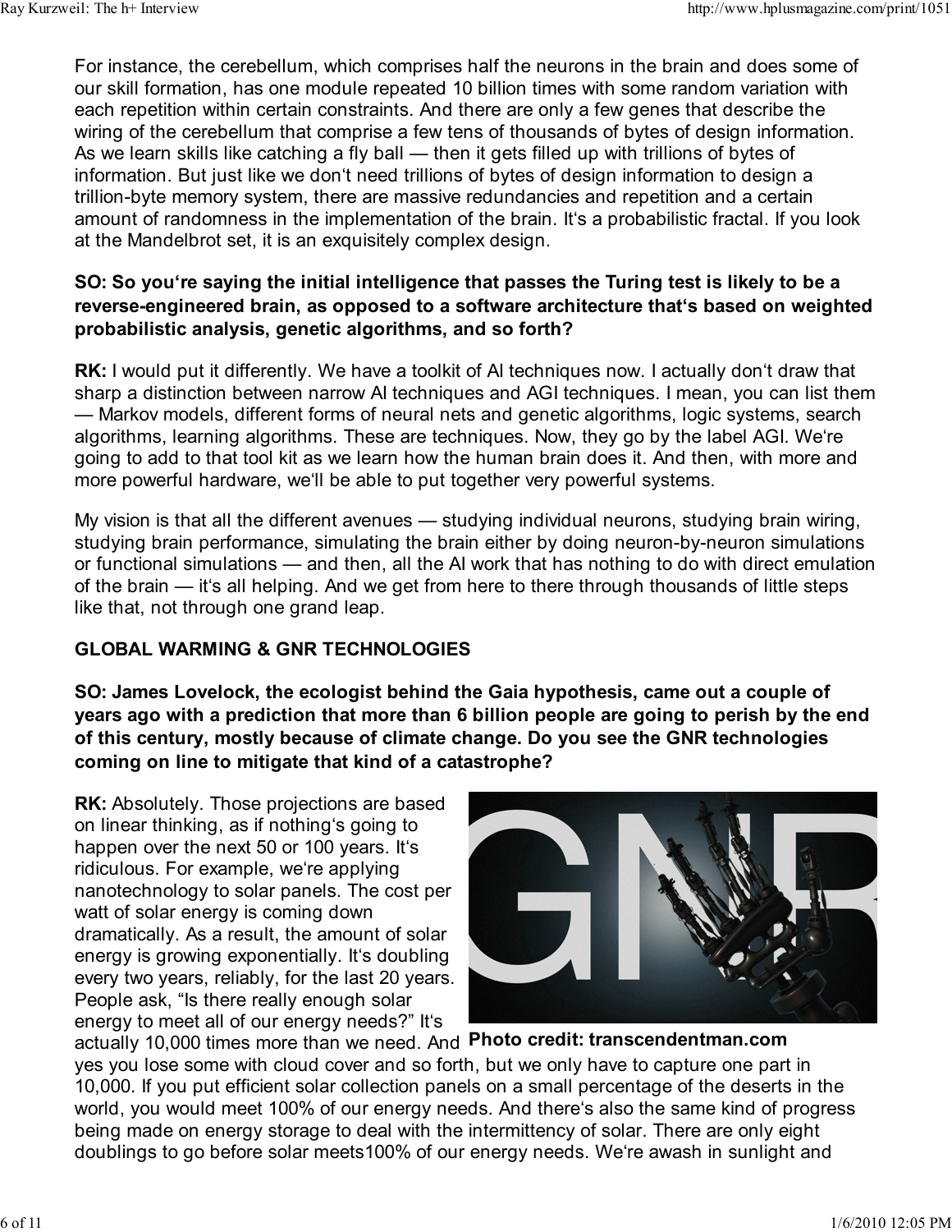For instance, the cerebellum, which comprises half the neurons in the brain and does some of our skill formation, has one module repeated 10 billion times with some random variation with each repetition within certain constraints. And there are only a few genes that describe the wiring of the cerebellum that comprise a few tens of thousands of bytes of design information. As we learn skills like catching a fly ball — then it gets filled up with trillions of bytes of information. But just like we don't need trillions of bytes of design information to design a trillion-byte memory system, there are massive redundancies and repetition and a certain amount of randomness in the implementation of the brain. It's a probabilistic fractal. If you look at the Mandelbrot set, it is an exquisitely complex design.

**SO: So you're saying the initial intelligence that passes the Turing test is likely to be a reverse-engineered brain, as opposed to a software architecture that's based on weighted probabilistic analysis, genetic algorithms, and so forth?**

**RK:** I would put it differently. We have a toolkit of AI techniques now. I actually don't draw that sharp a distinction between narrow AI techniques and AGI techniques. I mean, you can list them — Markov models, different forms of neural nets and genetic algorithms, logic systems, search algorithms, learning algorithms. These are techniques. Now, they go by the label AGI. We're going to add to that tool kit as we learn how the human brain does it. And then, with more and more powerful hardware, we'll be able to put together very powerful systems.

My vision is that all the different avenues — studying individual neurons, studying brain wiring, studying brain performance, simulating the brain either by doing neuron-by-neuron simulations or functional simulations — and then, all the AI work that has nothing to do with direct emulation of the brain — it's all helping. And we get from here to there through thousands of little steps like that, not through one grand leap.

## GLOBAL WARMING & GNR TECHNOLOGIES

**SO: James Lovelock, the ecologist behind the Gaia hypothesis, came out a couple of years ago with a prediction that more than 6 billion people are going to perish by the end of this century, mostly because of climate change. Do you see the GNR technologies coming on line to mitigate that kind of a catastrophe?**

**RK:** Absolutely. Those projections are based on linear thinking, as if nothing's going to happen over the next 50 or 100 years. It's ridiculous. For example, we're applying nanotechnology to solar panels. The cost per watt of solar energy is coming down dramatically. As a result, the amount of solar energy is growing exponentially. It's doubling every two years, reliably, for the last 20 years. People ask, "Is there really enough solar energy to meet all of our energy needs?" It's actually 10,000 times more than we need. And yes you lose some with cloud cover and so forth, but we only have to capture one part in 10,000. If you put efficient solar collection panels on a small percentage of the deserts in the world, you would meet 100% of our energy needs. And there's also the same kind of progress being made on energy storage to deal with the intermittency of solar. There are only eight doublings to go before solar meets100% of our energy needs. We're awash in sunlight and

**Photo credit: transcendentman.com**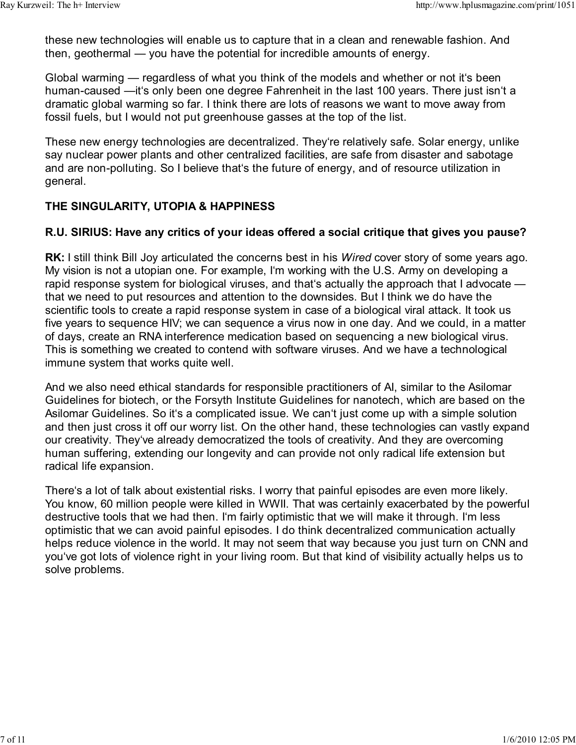these new technologies will enable us to capture that in a clean and renewable fashion. And then, geothermal — you have the potential for incredible amounts of energy.

Global warming — regardless of what you think of the models and whether or not it's been human-caused —it's only been one degree Fahrenheit in the last 100 years. There just isn't a dramatic global warming so far. I think there are lots of reasons we want to move away from fossil fuels, but I would not put greenhouse gasses at the top of the list.

These new energy technologies are decentralized. They're relatively safe. Solar energy, unlike say nuclear power plants and other centralized facilities, are safe from disaster and sabotage and are non-polluting. So I believe that's the future of energy, and of resource utilization in general.

## THE SINGULARITY, UTOPIA & HAPPINESS

**R.U. SIRIUS: Have any critics of your ideas offered a social critique that gives you pause?**

**RK:** I still think Bill Joy articulated the concerns best in his *Wired* cover story of some years ago. My vision is not a utopian one. For example, I'm working with the U.S. Army on developing a rapid response system for biological viruses, and that's actually the approach that I advocate — that we need to put resources and attention to the downsides. But I think we do have the scientific tools to create a rapid response system in case of a biological viral attack. It took us five years to sequence HIV; we can sequence a virus now in one day. And we could, in a matter of days, create an RNA interference medication based on sequencing a new biological virus. This is something we created to contend with software viruses. And we have a technological immune system that works quite well.

And we also need ethical standards for responsible practitioners of AI, similar to the Asilomar Guidelines for biotech, or the Forsyth Institute Guidelines for nanotech, which are based on the Asilomar Guidelines. So it's a complicated issue. We can't just come up with a simple solution and then just cross it off our worry list. On the other hand, these technologies can vastly expand our creativity. They've already democratized the tools of creativity. And they are overcoming human suffering, extending our longevity and can provide not only radical life extension but radical life expansion.

There's a lot of talk about existential risks. I worry that painful episodes are even more likely. You know, 60 million people were killed in WWII. That was certainly exacerbated by the powerful destructive tools that we had then. I'm fairly optimistic that we will make it through. I'm less optimistic that we can avoid painful episodes. I do think decentralized communication actually helps reduce violence in the world. It may not seem that way because you just turn on CNN and you've got lots of violence right in your living room. But that kind of visibility actually helps us to solve problems.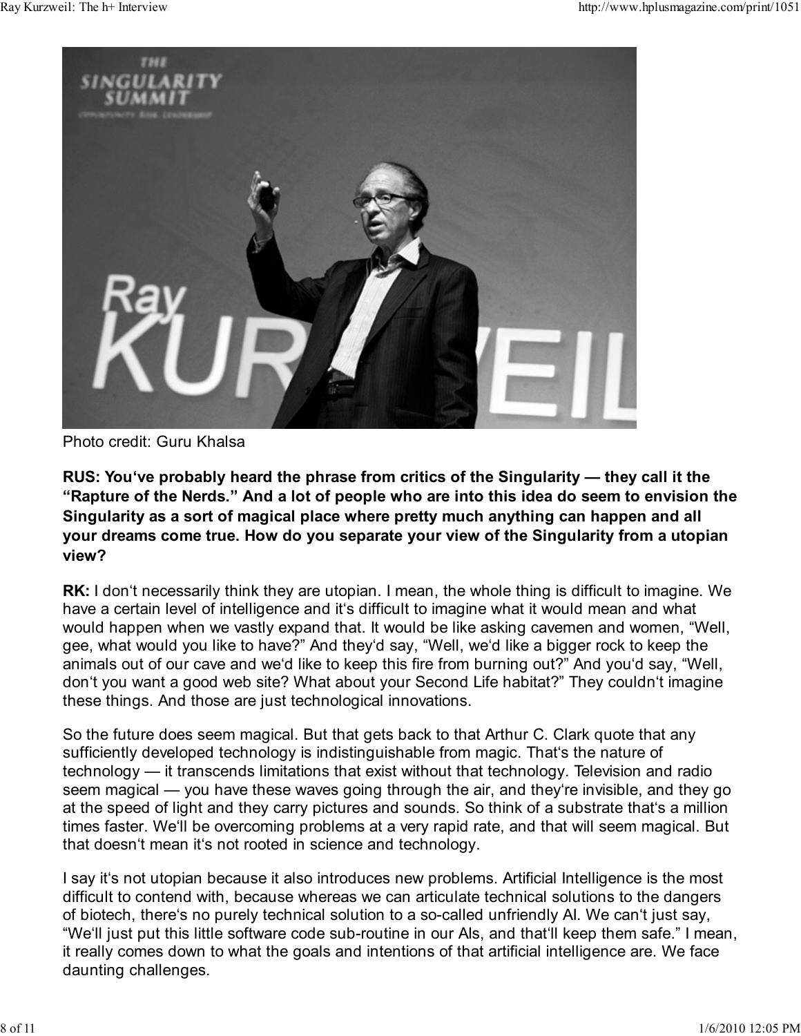Photo credit: Guru Khalsa

**RUS: You‘ve probably heard the phrase from critics of the Singularity — they call it the “Rapture of the Nerds.” And a lot of people who are into this idea do seem to envision the Singularity as a sort of magical place where pretty much anything can happen and all your dreams come true. How do you separate your view of the Singularity from a utopian view?**

**RK:** I don‘t necessarily think they are utopian. I mean, the whole thing is difficult to imagine. We have a certain level of intelligence and it‘s difficult to imagine what it would mean and what would happen when we vastly expand that. It would be like asking cavemen and women, “Well, gee, what would you like to have?” And they‘d say, “Well, we‘d like a bigger rock to keep the animals out of our cave and we‘d like to keep this fire from burning out?” And you‘d say, “Well, don‘t you want a good web site? What about your Second Life habitat?” They couldn‘t imagine these things. And those are just technological innovations.

So the future does seem magical. But that gets back to that Arthur C. Clark quote that any sufficiently developed technology is indistinguishable from magic. That‘s the nature of technology — it transcends limitations that exist without that technology. Television and radio seem magical — you have these waves going through the air, and they‘re invisible, and they go at the speed of light and they carry pictures and sounds. So think of a substrate that‘s a million times faster. We‘ll be overcoming problems at a very rapid rate, and that will seem magical. But that doesn‘t mean it‘s not rooted in science and technology.

I say it‘s not utopian because it also introduces new problems. Artificial Intelligence is the most difficult to contend with, because whereas we can articulate technical solutions to the dangers of biotech, there‘s no purely technical solution to a so-called unfriendly AI. We can‘t just say, “We‘ll just put this little software code sub-routine in our AIs, and that‘ll keep them safe.” I mean, it really comes down to what the goals and intentions of that artificial intelligence are. We face daunting challenges.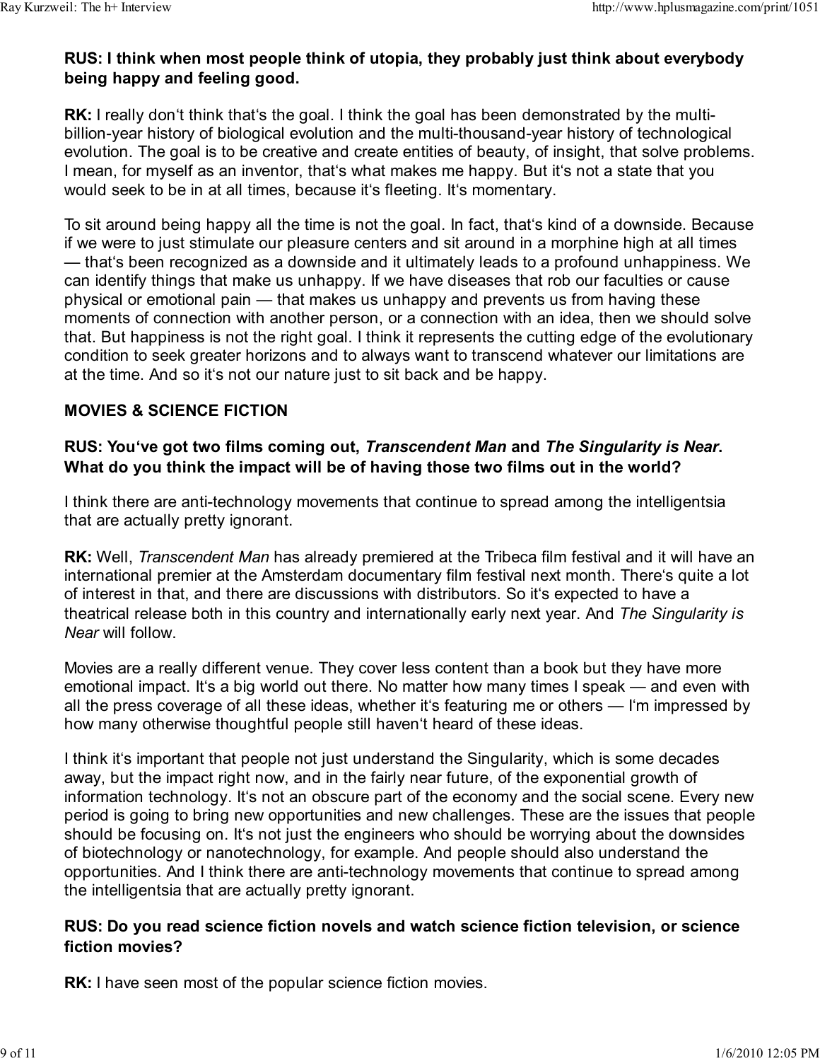**RUS: I think when most people think of utopia, they probably just think about everybody being happy and feeling good.**

**RK:** I really don't think that's the goal. I think the goal has been demonstrated by the multi-billion-year history of biological evolution and the multi-thousand-year history of technological evolution. The goal is to be creative and create entities of beauty, of insight, that solve problems. I mean, for myself as an inventor, that's what makes me happy. But it's not a state that you would seek to be in at all times, because it's fleeting. It's momentary.

To sit around being happy all the time is not the goal. In fact, that's kind of a downside. Because if we were to just stimulate our pleasure centers and sit around in a morphine high at all times — that's been recognized as a downside and it ultimately leads to a profound unhappiness. We can identify things that make us unhappy. If we have diseases that rob our faculties or cause physical or emotional pain — that makes us unhappy and prevents us from having these moments of connection with another person, or a connection with an idea, then we should solve that. But happiness is not the right goal. I think it represents the cutting edge of the evolutionary condition to seek greater horizons and to always want to transcend whatever our limitations are at the time. And so it's not our nature just to sit back and be happy.

## MOVIES & SCIENCE FICTION

**RUS: You've got two films coming out, *Transcendent Man* and *The Singularity is Near*. What do you think the impact will be of having those two films out in the world?**

I think there are anti-technology movements that continue to spread among the intelligentsia that are actually pretty ignorant.

**RK:** Well, *Transcendent Man* has already premiered at the Tribeca film festival and it will have an international premier at the Amsterdam documentary film festival next month. There's quite a lot of interest in that, and there are discussions with distributors. So it's expected to have a theatrical release both in this country and internationally early next year. And *The Singularity is Near* will follow.

Movies are a really different venue. They cover less content than a book but they have more emotional impact. It's a big world out there. No matter how many times I speak — and even with all the press coverage of all these ideas, whether it's featuring me or others — I'm impressed by how many otherwise thoughtful people still haven't heard of these ideas.

I think it's important that people not just understand the Singularity, which is some decades away, but the impact right now, and in the fairly near future, of the exponential growth of information technology. It's not an obscure part of the economy and the social scene. Every new period is going to bring new opportunities and new challenges. These are the issues that people should be focusing on. It's not just the engineers who should be worrying about the downsides of biotechnology or nanotechnology, for example. And people should also understand the opportunities. And I think there are anti-technology movements that continue to spread among the intelligentsia that are actually pretty ignorant.

**RUS: Do you read science fiction novels and watch science fiction television, or science fiction movies?**

**RK:** I have seen most of the popular science fiction movies.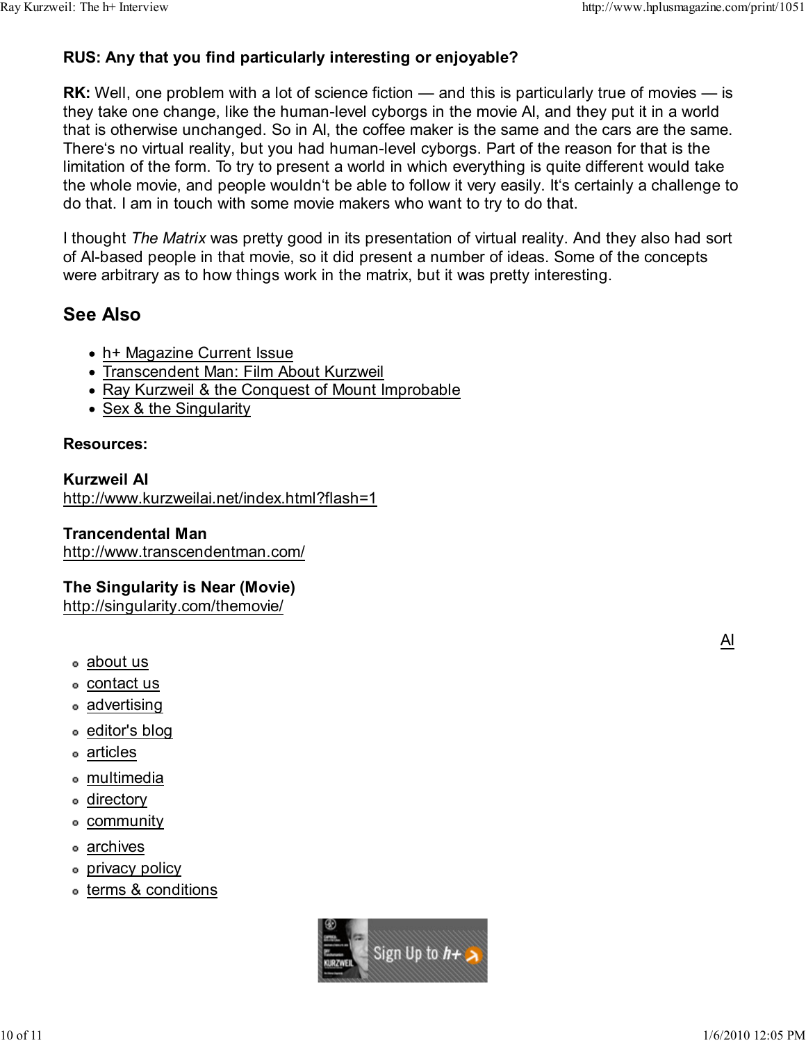**RUS: Any that you find particularly interesting or enjoyable?**

**RK:** Well, one problem with a lot of science fiction — and this is particularly true of movies — is they take one change, like the human-level cyborgs in the movie AI, and they put it in a world that is otherwise unchanged. So in AI, the coffee maker is the same and the cars are the same. There's no virtual reality, but you had human-level cyborgs. Part of the reason for that is the limitation of the form. To try to present a world in which everything is quite different would take the whole movie, and people wouldn't be able to follow it very easily. It's certainly a challenge to do that. I am in touch with some movie makers who want to try to do that.

I thought *The Matrix* was pretty good in its presentation of virtual reality. And they also had sort of AI-based people in that movie, so it did present a number of ideas. Some of the concepts were arbitrary as to how things work in the matrix, but it was pretty interesting.

## See Also

- h+ Magazine Current Issue
- Transcendent Man: Film About Kurzweil
- Ray Kurzweil & the Conquest of Mount Improbable
- Sex & the Singularity

**Resources:**

**Kurzweil AI**
http://www.kurzweilai.net/index.html?flash=1

**Trancendental Man**
http://www.transcendentman.com/

**The Singularity is Near (Movie)**
http://singularity.com/themovie/

AI

- about us
- contact us
- advertising
- editor's blog
- articles
- multimedia
- directory
- community
- archives
- privacy policy
- terms & conditions

Sign Up to h+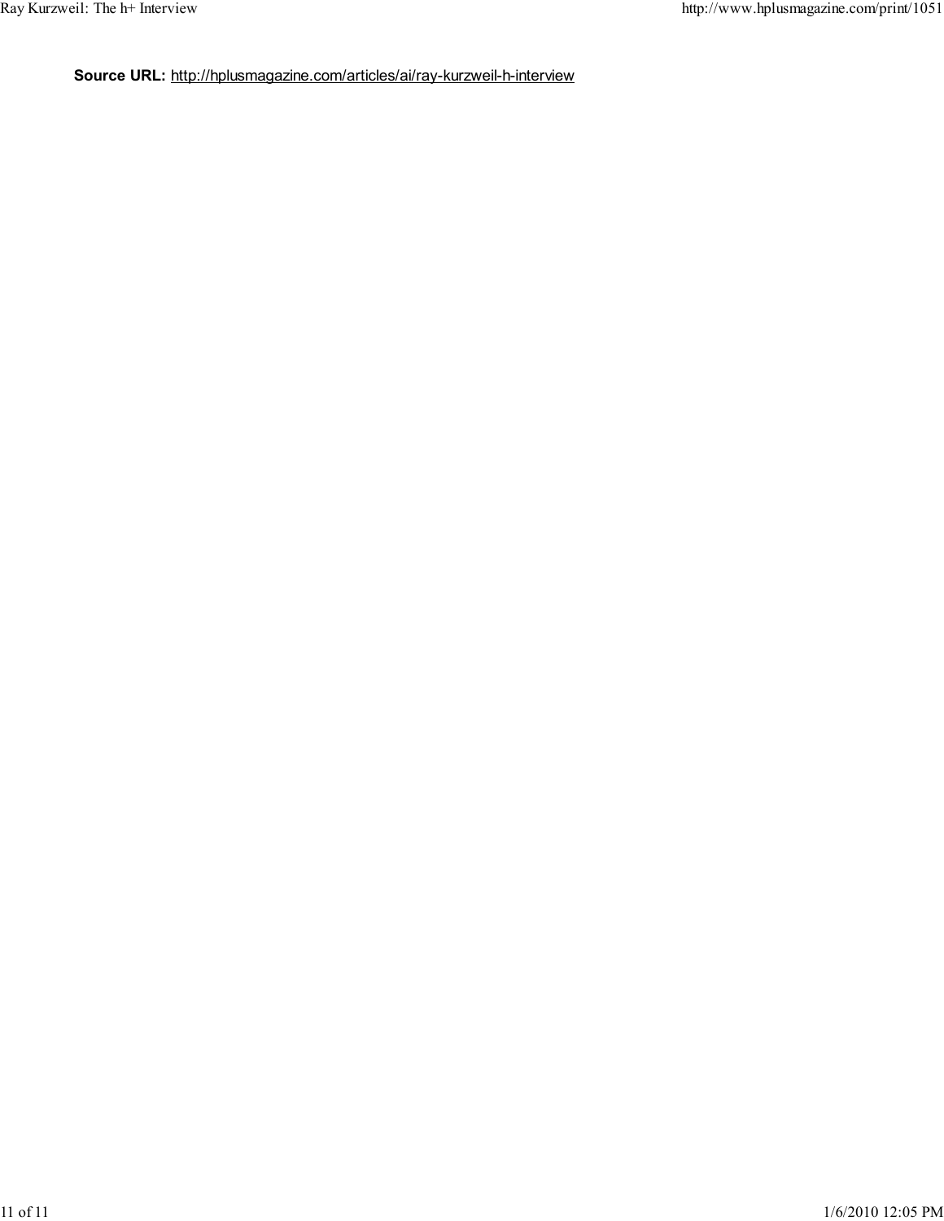**Source URL:** http://hplusmagazine.com/articles/ai/ray-kurzweil-h-interview